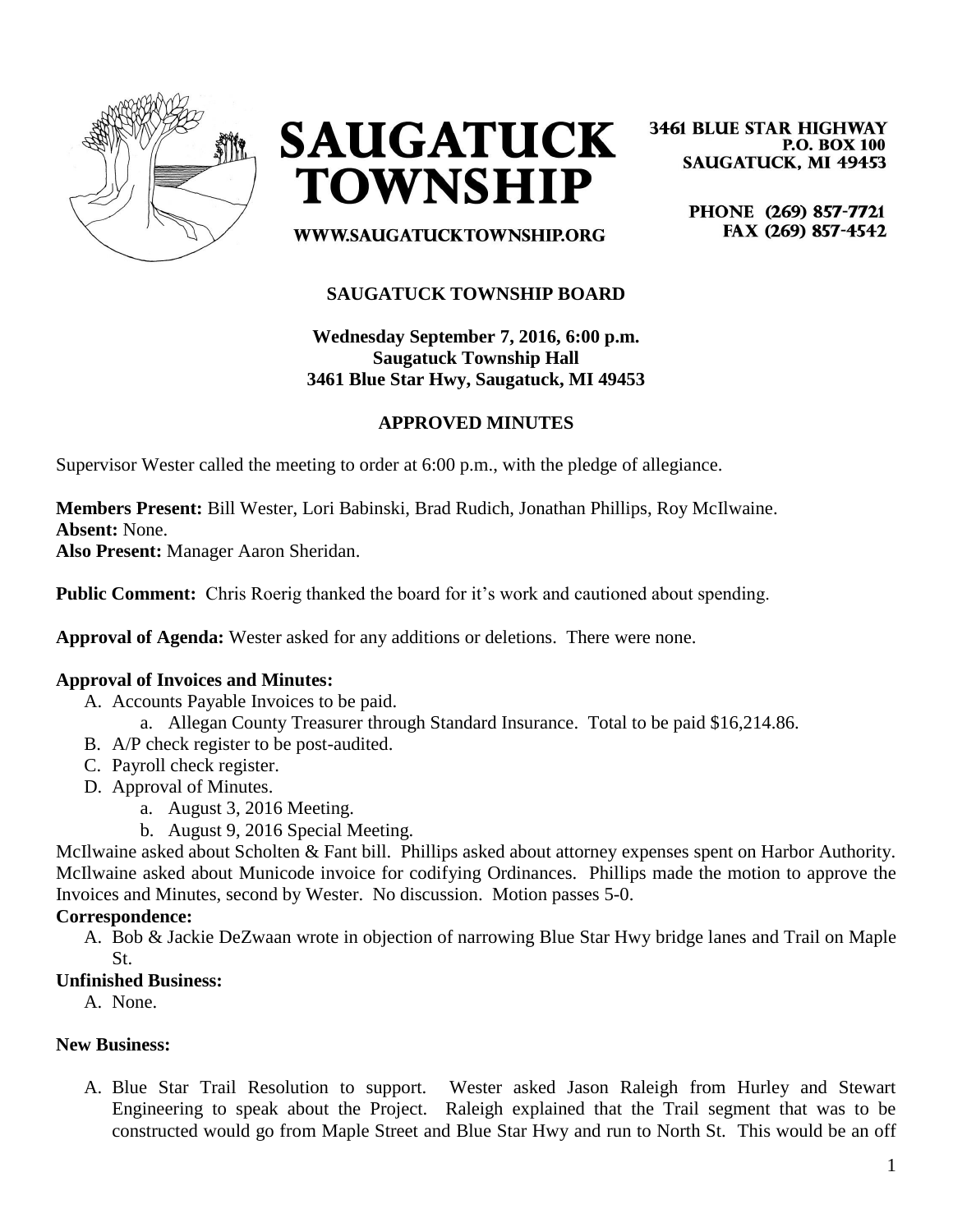# SAUGATUCK TOWNSHIP

WWW.SAUGATUCKTOWNSHIP.ORG

3461 BLUE STAR HIGHWAY
P.O. BOX 100
SAUGATUCK, MI 49453

PHONE (269) 857-7721
FAX (269) 857-4542

## SAUGATUCK TOWNSHIP BOARD

**Wednesday September 7, 2016, 6:00 p.m.**
**Saugatuck Township Hall**
**3461 Blue Star Hwy, Saugatuck, MI 49453**

### APPROVED MINUTES

Supervisor Wester called the meeting to order at 6:00 p.m., with the pledge of allegiance.

**Members Present:** Bill Wester, Lori Babinski, Brad Rudich, Jonathan Phillips, Roy McIlwaine.
**Absent:** None.
**Also Present:** Manager Aaron Sheridan.

**Public Comment:** Chris Roerig thanked the board for it's work and cautioned about spending.

**Approval of Agenda:** Wester asked for any additions or deletions. There were none.

**Approval of Invoices and Minutes:**

- A. Accounts Payable Invoices to be paid.
  - a. Allegan County Treasurer through Standard Insurance. Total to be paid $16,214.86.
- B. A/P check register to be post-audited.
- C. Payroll check register.
- D. Approval of Minutes.
  - a. August 3, 2016 Meeting.
  - b. August 9, 2016 Special Meeting.

McIlwaine asked about Scholten & Fant bill. Phillips asked about attorney expenses spent on Harbor Authority. McIlwaine asked about Municode invoice for codifying Ordinances. Phillips made the motion to approve the Invoices and Minutes, second by Wester. No discussion. Motion passes 5-0.

**Correspondence:**

- A. Bob & Jackie DeZwaan wrote in objection of narrowing Blue Star Hwy bridge lanes and Trail on Maple St.

**Unfinished Business:**

- A. None.

**New Business:**

- A. Blue Star Trail Resolution to support. Wester asked Jason Raleigh from Hurley and Stewart Engineering to speak about the Project. Raleigh explained that the Trail segment that was to be constructed would go from Maple Street and Blue Star Hwy and run to North St. This would be an off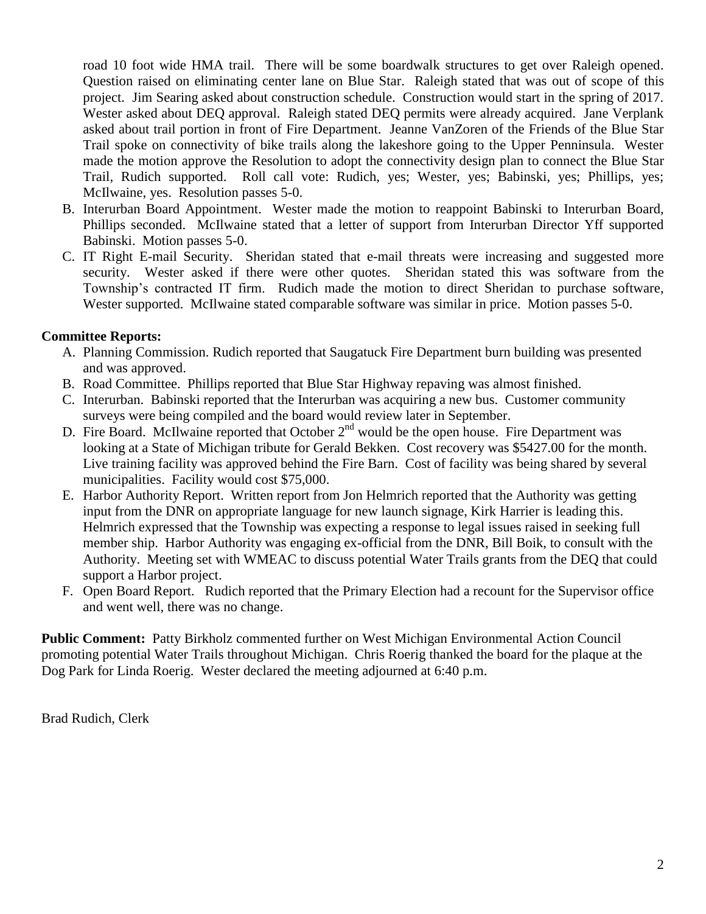road 10 foot wide HMA trail. There will be some boardwalk structures to get over Raleigh opened. Question raised on eliminating center lane on Blue Star. Raleigh stated that was out of scope of this project. Jim Searing asked about construction schedule. Construction would start in the spring of 2017. Wester asked about DEQ approval. Raleigh stated DEQ permits were already acquired. Jane Verplank asked about trail portion in front of Fire Department. Jeanne VanZoren of the Friends of the Blue Star Trail spoke on connectivity of bike trails along the lakeshore going to the Upper Penninsula. Wester made the motion approve the Resolution to adopt the connectivity design plan to connect the Blue Star Trail, Rudich supported. Roll call vote: Rudich, yes; Wester, yes; Babinski, yes; Phillips, yes; McIlwaine, yes. Resolution passes 5-0.

B. Interurban Board Appointment. Wester made the motion to reappoint Babinski to Interurban Board, Phillips seconded. McIlwaine stated that a letter of support from Interurban Director Yff supported Babinski. Motion passes 5-0.
C. IT Right E-mail Security. Sheridan stated that e-mail threats were increasing and suggested more security. Wester asked if there were other quotes. Sheridan stated this was software from the Township's contracted IT firm. Rudich made the motion to direct Sheridan to purchase software, Wester supported. McIlwaine stated comparable software was similar in price. Motion passes 5-0.

**Committee Reports:**

A. Planning Commission. Rudich reported that Saugatuck Fire Department burn building was presented and was approved.
B. Road Committee. Phillips reported that Blue Star Highway repaving was almost finished.
C. Interurban. Babinski reported that the Interurban was acquiring a new bus. Customer community surveys were being compiled and the board would review later in September.
D. Fire Board. McIlwaine reported that October 2nd would be the open house. Fire Department was looking at a State of Michigan tribute for Gerald Bekken. Cost recovery was $5427.00 for the month. Live training facility was approved behind the Fire Barn. Cost of facility was being shared by several municipalities. Facility would cost $75,000.
E. Harbor Authority Report. Written report from Jon Helmrich reported that the Authority was getting input from the DNR on appropriate language for new launch signage, Kirk Harrier is leading this. Helmrich expressed that the Township was expecting a response to legal issues raised in seeking full member ship. Harbor Authority was engaging ex-official from the DNR, Bill Boik, to consult with the Authority. Meeting set with WMEAC to discuss potential Water Trails grants from the DEQ that could support a Harbor project.
F. Open Board Report. Rudich reported that the Primary Election had a recount for the Supervisor office and went well, there was no change.

**Public Comment:** Patty Birkholz commented further on West Michigan Environmental Action Council promoting potential Water Trails throughout Michigan. Chris Roerig thanked the board for the plaque at the Dog Park for Linda Roerig. Wester declared the meeting adjourned at 6:40 p.m.

Brad Rudich, Clerk